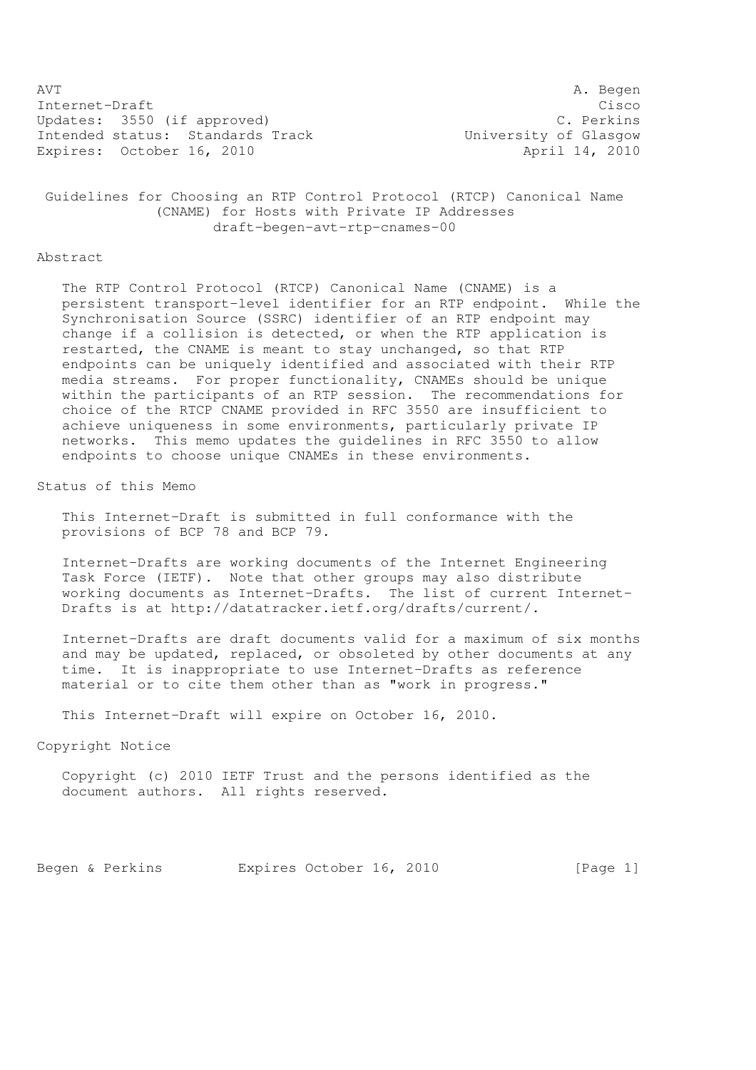AVT A. Begen
Internet-Draft Cisco
Updates: 3550 (if approved) C. Perkins
Intended status: Standards Track University of Glasgow
Expires: October 16, 2010 April 14, 2010

# Guidelines for Choosing an RTP Control Protocol (RTCP) Canonical Name (CNAME) for Hosts with Private IP Addresses

draft-begen-avt-rtp-cnames-00

## Abstract

The RTP Control Protocol (RTCP) Canonical Name (CNAME) is a persistent transport-level identifier for an RTP endpoint. While the Synchronisation Source (SSRC) identifier of an RTP endpoint may change if a collision is detected, or when the RTP application is restarted, the CNAME is meant to stay unchanged, so that RTP endpoints can be uniquely identified and associated with their RTP media streams. For proper functionality, CNAMEs should be unique within the participants of an RTP session. The recommendations for choice of the RTCP CNAME provided in RFC 3550 are insufficient to achieve uniqueness in some environments, particularly private IP networks. This memo updates the guidelines in RFC 3550 to allow endpoints to choose unique CNAMEs in these environments.

## Status of this Memo

This Internet-Draft is submitted in full conformance with the provisions of BCP 78 and BCP 79.

Internet-Drafts are working documents of the Internet Engineering Task Force (IETF). Note that other groups may also distribute working documents as Internet-Drafts. The list of current Internet-Drafts is at http://datatracker.ietf.org/drafts/current/.

Internet-Drafts are draft documents valid for a maximum of six months and may be updated, replaced, or obsoleted by other documents at any time. It is inappropriate to use Internet-Drafts as reference material or to cite them other than as "work in progress."

This Internet-Draft will expire on October 16, 2010.

## Copyright Notice

Copyright (c) 2010 IETF Trust and the persons identified as the document authors. All rights reserved.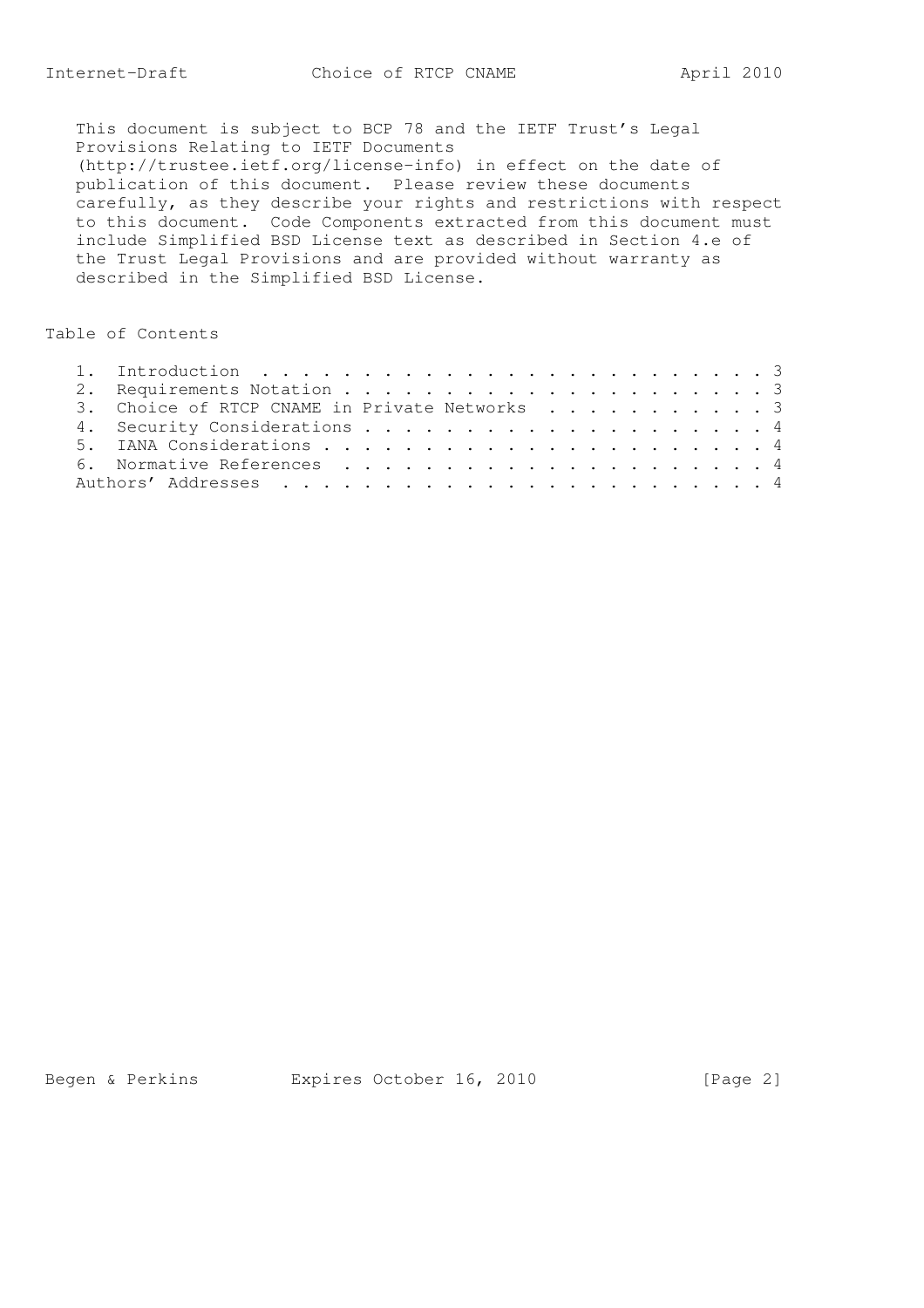This document is subject to BCP 78 and the IETF Trust's Legal Provisions Relating to IETF Documents (http://trustee.ietf.org/license-info) in effect on the date of publication of this document. Please review these documents carefully, as they describe your rights and restrictions with respect to this document. Code Components extracted from this document must include Simplified BSD License text as described in Section 4.e of the Trust Legal Provisions and are provided without warranty as described in the Simplified BSD License.

## Table of Contents

```
1.  Introduction . . . . . . . . . . . . . . . . . . . . . . . . . 3
2.  Requirements Notation . . . . . . . . . . . . . . . . . . . . . 3
3.  Choice of RTCP CNAME in Private Networks  . . . . . . . . . . . 3
4.  Security Considerations . . . . . . . . . . . . . . . . . . . . 4
5.  IANA Considerations . . . . . . . . . . . . . . . . . . . . . . 4
6.  Normative References  . . . . . . . . . . . . . . . . . . . . . 4
Authors' Addresses  . . . . . . . . . . . . . . . . . . . . . . . . 4
```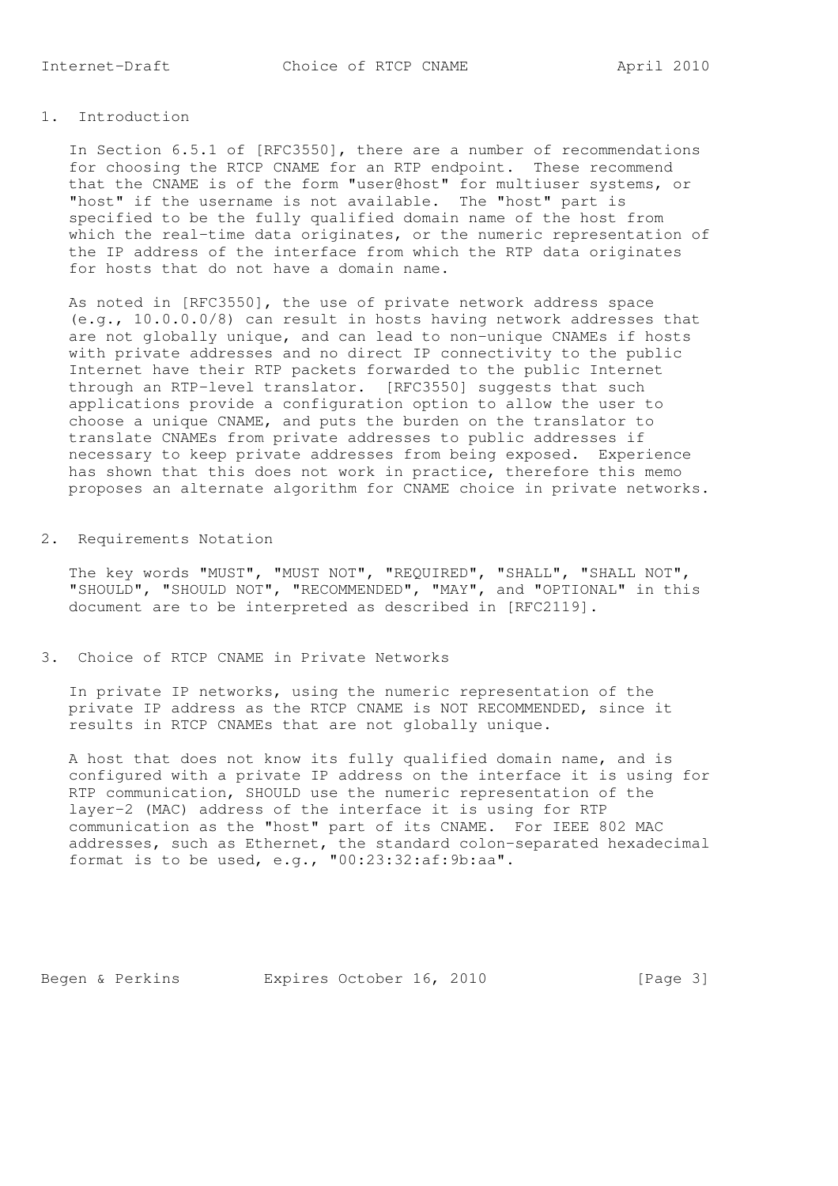## 1. Introduction

In Section 6.5.1 of [RFC3550], there are a number of recommendations for choosing the RTCP CNAME for an RTP endpoint. These recommend that the CNAME is of the form "user@host" for multiuser systems, or "host" if the username is not available. The "host" part is specified to be the fully qualified domain name of the host from which the real-time data originates, or the numeric representation of the IP address of the interface from which the RTP data originates for hosts that do not have a domain name.

As noted in [RFC3550], the use of private network address space (e.g., 10.0.0.0/8) can result in hosts having network addresses that are not globally unique, and can lead to non-unique CNAMEs if hosts with private addresses and no direct IP connectivity to the public Internet have their RTP packets forwarded to the public Internet through an RTP-level translator. [RFC3550] suggests that such applications provide a configuration option to allow the user to choose a unique CNAME, and puts the burden on the translator to translate CNAMEs from private addresses to public addresses if necessary to keep private addresses from being exposed. Experience has shown that this does not work in practice, therefore this memo proposes an alternate algorithm for CNAME choice in private networks.

## 2. Requirements Notation

The key words "MUST", "MUST NOT", "REQUIRED", "SHALL", "SHALL NOT", "SHOULD", "SHOULD NOT", "RECOMMENDED", "MAY", and "OPTIONAL" in this document are to be interpreted as described in [RFC2119].

## 3. Choice of RTCP CNAME in Private Networks

In private IP networks, using the numeric representation of the private IP address as the RTCP CNAME is NOT RECOMMENDED, since it results in RTCP CNAMEs that are not globally unique.

A host that does not know its fully qualified domain name, and is configured with a private IP address on the interface it is using for RTP communication, SHOULD use the numeric representation of the layer-2 (MAC) address of the interface it is using for RTP communication as the "host" part of its CNAME. For IEEE 802 MAC addresses, such as Ethernet, the standard colon-separated hexadecimal format is to be used, e.g., "00:23:32:af:9b:aa".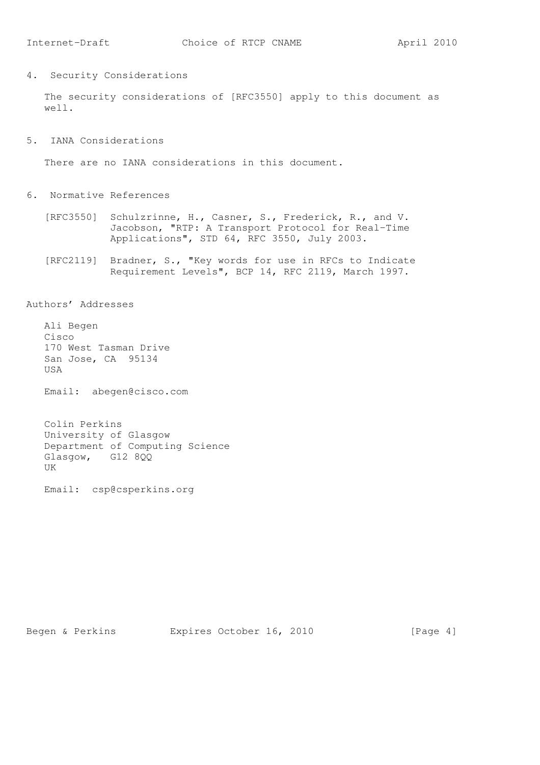## 4. Security Considerations

The security considerations of [RFC3550] apply to this document as well.

## 5. IANA Considerations

There are no IANA considerations in this document.

## 6. Normative References

[RFC3550] Schulzrinne, H., Casner, S., Frederick, R., and V. Jacobson, "RTP: A Transport Protocol for Real-Time Applications", STD 64, RFC 3550, July 2003.

[RFC2119] Bradner, S., "Key words for use in RFCs to Indicate Requirement Levels", BCP 14, RFC 2119, March 1997.

## Authors' Addresses

Ali Begen
Cisco
170 West Tasman Drive
San Jose, CA 95134
USA

Email: abegen@cisco.com

Colin Perkins
University of Glasgow
Department of Computing Science
Glasgow, G12 8QQ
UK

Email: csp@csperkins.org